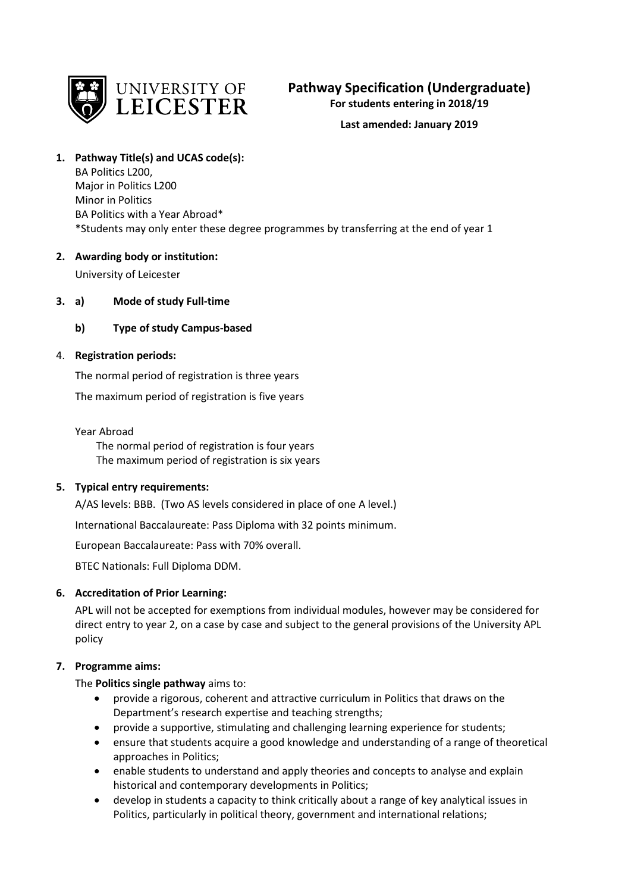UNIVERSITY OF LEICESTER

# Pathway Specification (Undergraduate)

**For students entering in 2018/19**

**Last amended: January 2019**

**1. Pathway Title(s) and UCAS code(s):**

BA Politics L200,
Major in Politics L200
Minor in Politics
BA Politics with a Year Abroad*
*Students may only enter these degree programmes by transferring at the end of year 1

**2. Awarding body or institution:**

University of Leicester

**3. a) Mode of study Full-time**

**b) Type of study Campus-based**

4. **Registration periods:**

The normal period of registration is three years

The maximum period of registration is five years

Year Abroad
The normal period of registration is four years
The maximum period of registration is six years

**5. Typical entry requirements:**

A/AS levels: BBB. (Two AS levels considered in place of one A level.)

International Baccalaureate: Pass Diploma with 32 points minimum.

European Baccalaureate: Pass with 70% overall.

BTEC Nationals: Full Diploma DDM.

**6. Accreditation of Prior Learning:**

APL will not be accepted for exemptions from individual modules, however may be considered for direct entry to year 2, on a case by case and subject to the general provisions of the University APL policy

**7. Programme aims:**

The **Politics single pathway** aims to:

- provide a rigorous, coherent and attractive curriculum in Politics that draws on the Department's research expertise and teaching strengths;
- provide a supportive, stimulating and challenging learning experience for students;
- ensure that students acquire a good knowledge and understanding of a range of theoretical approaches in Politics;
- enable students to understand and apply theories and concepts to analyse and explain historical and contemporary developments in Politics;
- develop in students a capacity to think critically about a range of key analytical issues in Politics, particularly in political theory, government and international relations;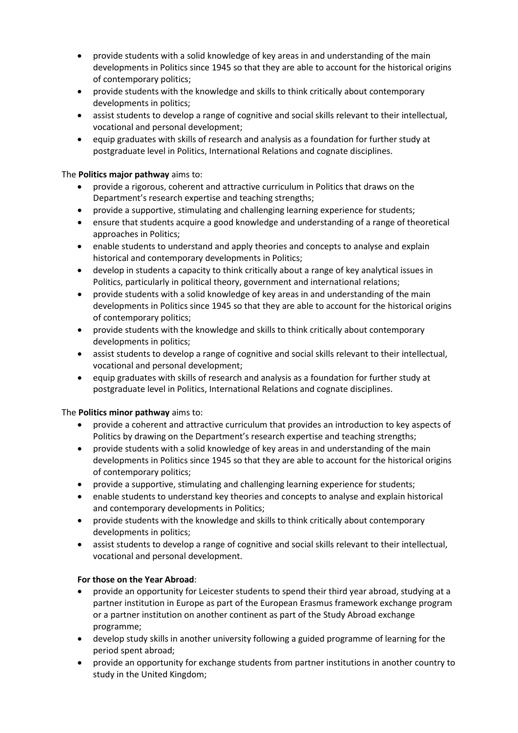- provide students with a solid knowledge of key areas in and understanding of the main developments in Politics since 1945 so that they are able to account for the historical origins of contemporary politics;
- provide students with the knowledge and skills to think critically about contemporary developments in politics;
- assist students to develop a range of cognitive and social skills relevant to their intellectual, vocational and personal development;
- equip graduates with skills of research and analysis as a foundation for further study at postgraduate level in Politics, International Relations and cognate disciplines.

The **Politics major pathway** aims to:

- provide a rigorous, coherent and attractive curriculum in Politics that draws on the Department's research expertise and teaching strengths;
- provide a supportive, stimulating and challenging learning experience for students;
- ensure that students acquire a good knowledge and understanding of a range of theoretical approaches in Politics;
- enable students to understand and apply theories and concepts to analyse and explain historical and contemporary developments in Politics;
- develop in students a capacity to think critically about a range of key analytical issues in Politics, particularly in political theory, government and international relations;
- provide students with a solid knowledge of key areas in and understanding of the main developments in Politics since 1945 so that they are able to account for the historical origins of contemporary politics;
- provide students with the knowledge and skills to think critically about contemporary developments in politics;
- assist students to develop a range of cognitive and social skills relevant to their intellectual, vocational and personal development;
- equip graduates with skills of research and analysis as a foundation for further study at postgraduate level in Politics, International Relations and cognate disciplines.

The **Politics minor pathway** aims to:

- provide a coherent and attractive curriculum that provides an introduction to key aspects of Politics by drawing on the Department's research expertise and teaching strengths;
- provide students with a solid knowledge of key areas in and understanding of the main developments in Politics since 1945 so that they are able to account for the historical origins of contemporary politics;
- provide a supportive, stimulating and challenging learning experience for students;
- enable students to understand key theories and concepts to analyse and explain historical and contemporary developments in Politics;
- provide students with the knowledge and skills to think critically about contemporary developments in politics;
- assist students to develop a range of cognitive and social skills relevant to their intellectual, vocational and personal development.

**For those on the Year Abroad**:

- provide an opportunity for Leicester students to spend their third year abroad, studying at a partner institution in Europe as part of the European Erasmus framework exchange program or a partner institution on another continent as part of the Study Abroad exchange programme;
- develop study skills in another university following a guided programme of learning for the period spent abroad;
- provide an opportunity for exchange students from partner institutions in another country to study in the United Kingdom;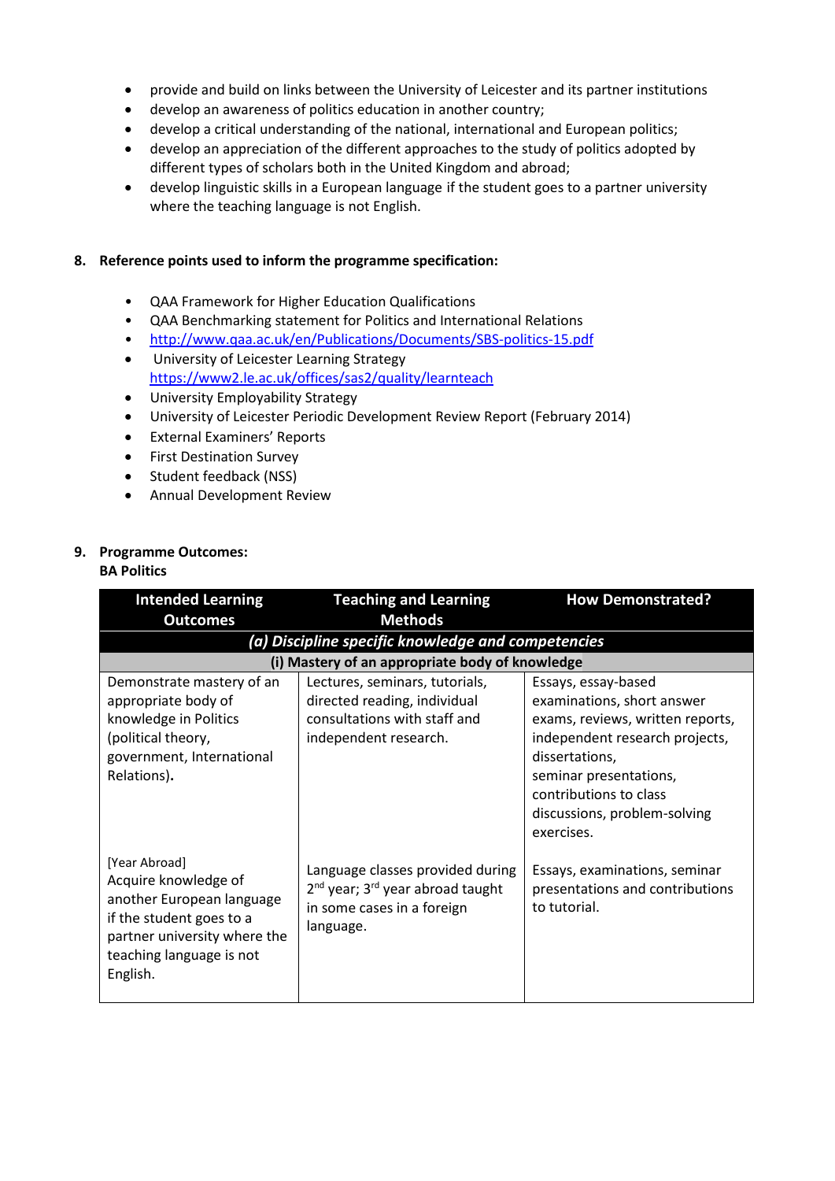- provide and build on links between the University of Leicester and its partner institutions
- develop an awareness of politics education in another country;
- develop a critical understanding of the national, international and European politics;
- develop an appreciation of the different approaches to the study of politics adopted by different types of scholars both in the United Kingdom and abroad;
- develop linguistic skills in a European language if the student goes to a partner university where the teaching language is not English.

**8. Reference points used to inform the programme specification:**

- QAA Framework for Higher Education Qualifications
- QAA Benchmarking statement for Politics and International Relations
- http://www.qaa.ac.uk/en/Publications/Documents/SBS-politics-15.pdf
- University of Leicester Learning Strategy https://www2.le.ac.uk/offices/sas2/quality/learnteach
- University Employability Strategy
- University of Leicester Periodic Development Review Report (February 2014)
- External Examiners' Reports
- First Destination Survey
- Student feedback (NSS)
- Annual Development Review

**9. Programme Outcomes:**
**BA Politics**

| Intended Learning Outcomes | Teaching and Learning Methods | How Demonstrated? |
|---|---|---|
| ***(a) Discipline specific knowledge and competencies*** | | |
| **(i) Mastery of an appropriate body of knowledge** | | |
| Demonstrate mastery of an appropriate body of knowledge in Politics (political theory, government, International Relations). | Lectures, seminars, tutorials, directed reading, individual consultations with staff and independent research. | Essays, essay-based examinations, short answer exams, reviews, written reports, independent research projects, dissertations, seminar presentations, contributions to class discussions, problem-solving exercises. |
| [Year Abroad] Acquire knowledge of another European language if the student goes to a partner university where the teaching language is not English. | Language classes provided during 2nd year; 3rd year abroad taught in some cases in a foreign language. | Essays, examinations, seminar presentations and contributions to tutorial. |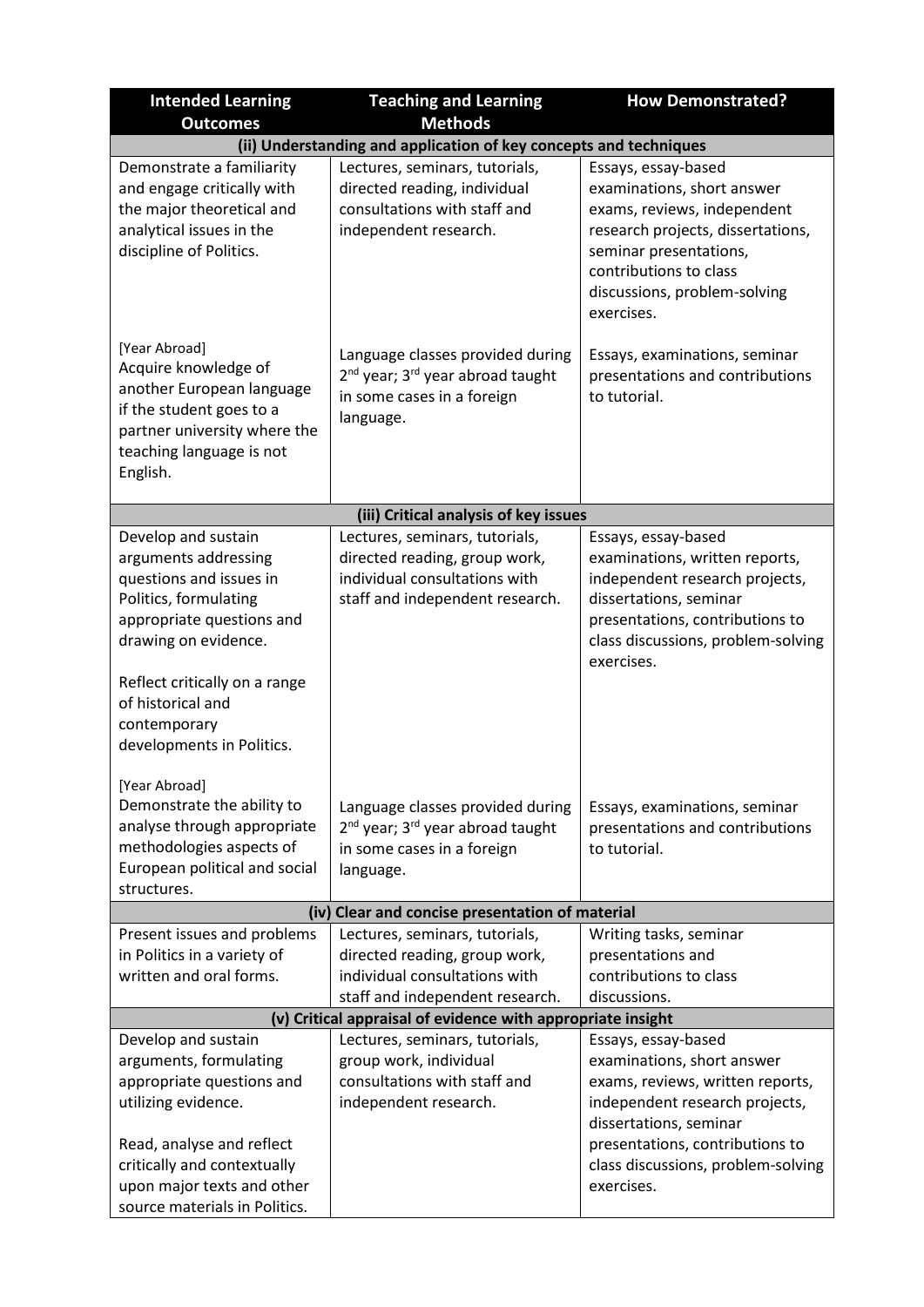| Intended Learning Outcomes | Teaching and Learning Methods | How Demonstrated? |
|---|---|---|
| **(ii) Understanding and application of key concepts and techniques** | | |
| Demonstrate a familiarity and engage critically with the major theoretical and analytical issues in the discipline of Politics. | Lectures, seminars, tutorials, directed reading, individual consultations with staff and independent research. | Essays, essay-based examinations, short answer exams, reviews, independent research projects, dissertations, seminar presentations, contributions to class discussions, problem-solving exercises. |
| [Year Abroad] Acquire knowledge of another European language if the student goes to a partner university where the teaching language is not English. | Language classes provided during 2nd year; 3rd year abroad taught in some cases in a foreign language. | Essays, examinations, seminar presentations and contributions to tutorial. |
| **(iii) Critical analysis of key issues** | | |
| Develop and sustain arguments addressing questions and issues in Politics, formulating appropriate questions and drawing on evidence.<br><br>Reflect critically on a range of historical and contemporary developments in Politics. | Lectures, seminars, tutorials, directed reading, group work, individual consultations with staff and independent research. | Essays, essay-based examinations, written reports, independent research projects, dissertations, seminar presentations, contributions to class discussions, problem-solving exercises. |
| [Year Abroad] Demonstrate the ability to analyse through appropriate methodologies aspects of European political and social structures. | Language classes provided during 2nd year; 3rd year abroad taught in some cases in a foreign language. | Essays, examinations, seminar presentations and contributions to tutorial. |
| **(iv) Clear and concise presentation of material** | | |
| Present issues and problems in Politics in a variety of written and oral forms. | Lectures, seminars, tutorials, directed reading, group work, individual consultations with staff and independent research. | Writing tasks, seminar presentations and contributions to class discussions. |
| **(v) Critical appraisal of evidence with appropriate insight** | | |
| Develop and sustain arguments, formulating appropriate questions and utilizing evidence.<br><br>Read, analyse and reflect critically and contextually upon major texts and other source materials in Politics. | Lectures, seminars, tutorials, group work, individual consultations with staff and independent research. | Essays, essay-based examinations, short answer exams, reviews, written reports, independent research projects, dissertations, seminar presentations, contributions to class discussions, problem-solving exercises. |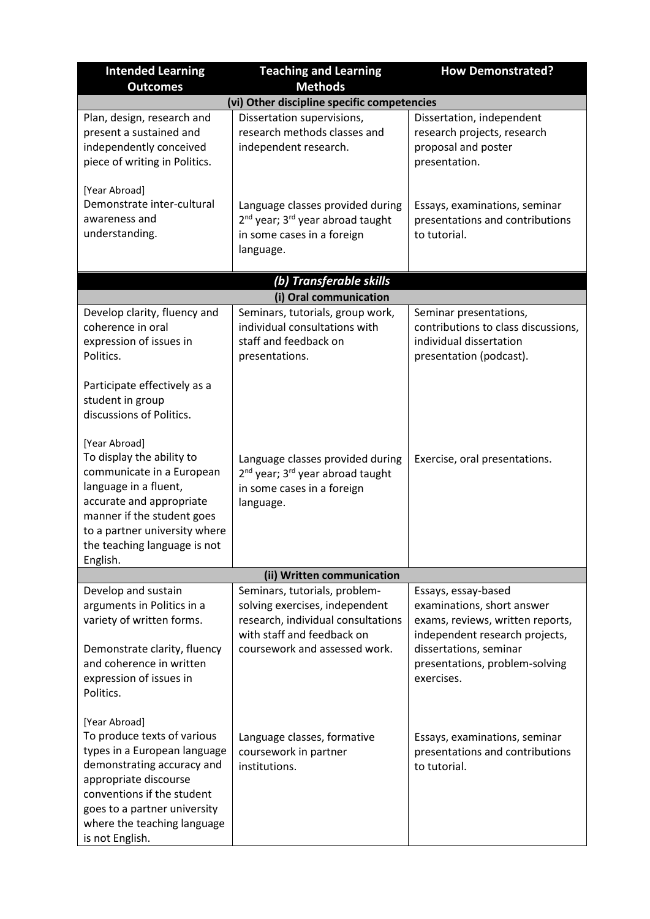| Intended Learning Outcomes | Teaching and Learning Methods | How Demonstrated? |
|---|---|---|
| **(vi) Other discipline specific competencies** | | |
| Plan, design, research and present a sustained and independently conceived piece of writing in Politics. | Dissertation supervisions, research methods classes and independent research. | Dissertation, independent research projects, research proposal and poster presentation. |
| [Year Abroad] Demonstrate inter-cultural awareness and understanding. | Language classes provided during 2nd year; 3rd year abroad taught in some cases in a foreign language. | Essays, examinations, seminar presentations and contributions to tutorial. |
| ***(b) Transferable skills*** | | |
| **(i) Oral communication** | | |
| Develop clarity, fluency and coherence in oral expression of issues in Politics.<br><br>Participate effectively as a student in group discussions of Politics. | Seminars, tutorials, group work, individual consultations with staff and feedback on presentations. | Seminar presentations, contributions to class discussions, individual dissertation presentation (podcast). |
| [Year Abroad] To display the ability to communicate in a European language in a fluent, accurate and appropriate manner if the student goes to a partner university where the teaching language is not English. | Language classes provided during 2nd year; 3rd year abroad taught in some cases in a foreign language. | Exercise, oral presentations. |
| **(ii) Written communication** | | |
| Develop and sustain arguments in Politics in a variety of written forms.<br><br>Demonstrate clarity, fluency and coherence in written expression of issues in Politics. | Seminars, tutorials, problem-solving exercises, independent research, individual consultations with staff and feedback on coursework and assessed work. | Essays, essay-based examinations, short answer exams, reviews, written reports, independent research projects, dissertations, seminar presentations, problem-solving exercises. |
| [Year Abroad] To produce texts of various types in a European language demonstrating accuracy and appropriate discourse conventions if the student goes to a partner university where the teaching language is not English. | Language classes, formative coursework in partner institutions. | Essays, examinations, seminar presentations and contributions to tutorial. |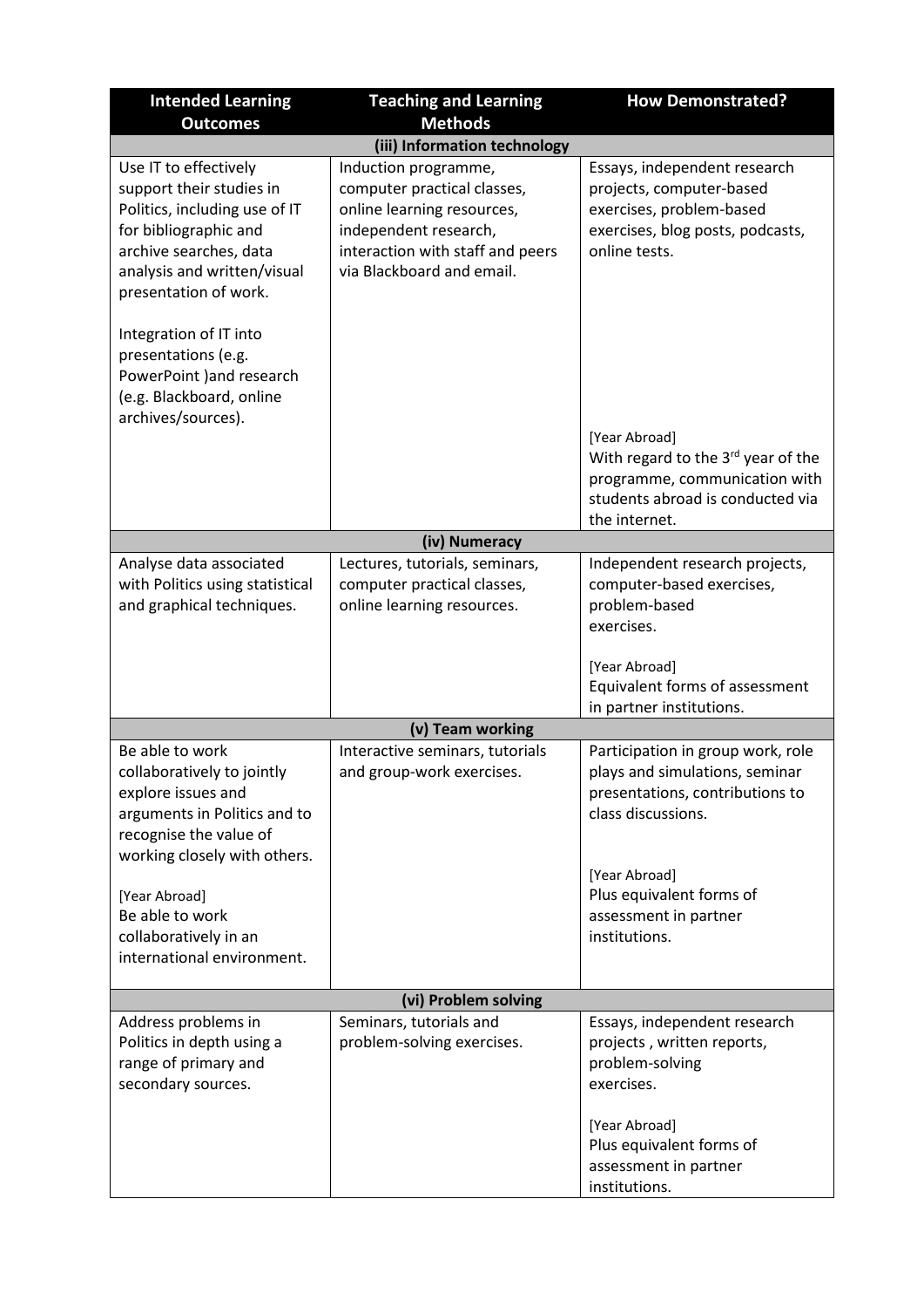| Intended Learning Outcomes | Teaching and Learning Methods | How Demonstrated? |
|---|---|---|
| **(iii) Information technology** | | |
| Use IT to effectively support their studies in Politics, including use of IT for bibliographic and archive searches, data analysis and written/visual presentation of work.<br><br>Integration of IT into presentations (e.g. PowerPoint )and research (e.g. Blackboard, online archives/sources). | Induction programme, computer practical classes, online learning resources, independent research, interaction with staff and peers via Blackboard and email. | Essays, independent research projects, computer-based exercises, problem-based exercises, blog posts, podcasts, online tests.<br><br>[Year Abroad]<br>With regard to the 3rd year of the programme, communication with students abroad is conducted via the internet. |
| **(iv) Numeracy** | | |
| Analyse data associated with Politics using statistical and graphical techniques. | Lectures, tutorials, seminars, computer practical classes, online learning resources. | Independent research projects, computer-based exercises, problem-based exercises.<br><br>[Year Abroad]<br>Equivalent forms of assessment in partner institutions. |
| **(v) Team working** | | |
| Be able to work collaboratively to jointly explore issues and arguments in Politics and to recognise the value of working closely with others.<br><br>[Year Abroad]<br>Be able to work collaboratively in an international environment. | Interactive seminars, tutorials and group-work exercises. | Participation in group work, role plays and simulations, seminar presentations, contributions to class discussions.<br><br>[Year Abroad]<br>Plus equivalent forms of assessment in partner institutions. |
| **(vi) Problem solving** | | |
| Address problems in Politics in depth using a range of primary and secondary sources. | Seminars, tutorials and problem-solving exercises. | Essays, independent research projects , written reports, problem-solving exercises.<br><br>[Year Abroad]<br>Plus equivalent forms of assessment in partner institutions. |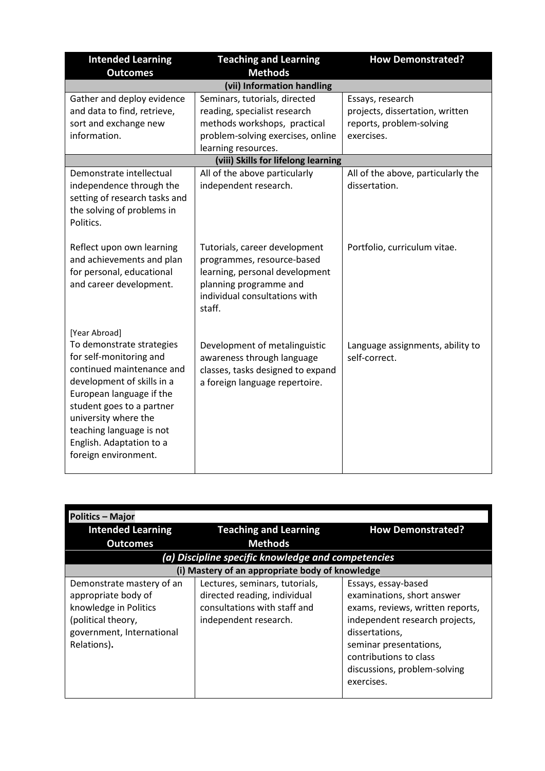| Intended Learning Outcomes | Teaching and Learning Methods | How Demonstrated? |
|---|---|---|
| **(vii) Information handling** | | |
| Gather and deploy evidence and data to find, retrieve, sort and exchange new information. | Seminars, tutorials, directed reading, specialist research methods workshops, practical problem-solving exercises, online learning resources. | Essays, research projects, dissertation, written reports, problem-solving exercises. |
| **(viii) Skills for lifelong learning** | | |
| Demonstrate intellectual independence through the setting of research tasks and the solving of problems in Politics. | All of the above particularly independent research. | All of the above, particularly the dissertation. |
| Reflect upon own learning and achievements and plan for personal, educational and career development. | Tutorials, career development programmes, resource-based learning, personal development planning programme and individual consultations with staff. | Portfolio, curriculum vitae. |
| [Year Abroad] To demonstrate strategies for self-monitoring and continued maintenance and development of skills in a European language if the student goes to a partner university where the teaching language is not English. Adaptation to a foreign environment. | Development of metalinguistic awareness through language classes, tasks designed to expand a foreign language repertoire. | Language assignments, ability to self-correct. |

**Politics – Major**

| Intended Learning Outcomes | Teaching and Learning Methods | How Demonstrated? |
|---|---|---|
| ***(a) Discipline specific knowledge and competencies*** | | |
| **(i) Mastery of an appropriate body of knowledge** | | |
| Demonstrate mastery of an appropriate body of knowledge in Politics (political theory, government, International Relations). | Lectures, seminars, tutorials, directed reading, individual consultations with staff and independent research. | Essays, essay-based examinations, short answer exams, reviews, written reports, independent research projects, dissertations, seminar presentations, contributions to class discussions, problem-solving exercises. |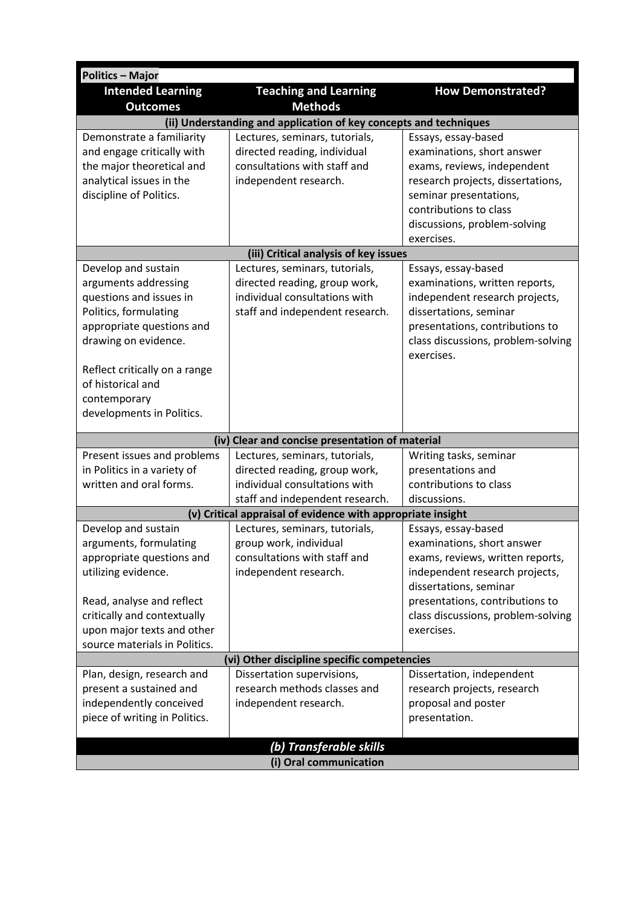| Politics – Major | | |
|---|---|---|
| **Intended Learning Outcomes** | **Teaching and Learning Methods** | **How Demonstrated?** |
| **(ii) Understanding and application of key concepts and techniques** | | |
| Demonstrate a familiarity and engage critically with the major theoretical and analytical issues in the discipline of Politics. | Lectures, seminars, tutorials, directed reading, individual consultations with staff and independent research. | Essays, essay-based examinations, short answer exams, reviews, independent research projects, dissertations, seminar presentations, contributions to class discussions, problem-solving exercises. |
| **(iii) Critical analysis of key issues** | | |
| Develop and sustain arguments addressing questions and issues in Politics, formulating appropriate questions and drawing on evidence.<br><br>Reflect critically on a range of historical and contemporary developments in Politics. | Lectures, seminars, tutorials, directed reading, group work, individual consultations with staff and independent research. | Essays, essay-based examinations, written reports, independent research projects, dissertations, seminar presentations, contributions to class discussions, problem-solving exercises. |
| **(iv) Clear and concise presentation of material** | | |
| Present issues and problems in Politics in a variety of written and oral forms. | Lectures, seminars, tutorials, directed reading, group work, individual consultations with staff and independent research. | Writing tasks, seminar presentations and contributions to class discussions. |
| **(v) Critical appraisal of evidence with appropriate insight** | | |
| Develop and sustain arguments, formulating appropriate questions and utilizing evidence.<br><br>Read, analyse and reflect critically and contextually upon major texts and other source materials in Politics. | Lectures, seminars, tutorials, group work, individual consultations with staff and independent research. | Essays, essay-based examinations, short answer exams, reviews, written reports, independent research projects, dissertations, seminar presentations, contributions to class discussions, problem-solving exercises. |
| **(vi) Other discipline specific competencies** | | |
| Plan, design, research and present a sustained and independently conceived piece of writing in Politics. | Dissertation supervisions, research methods classes and independent research. | Dissertation, independent research projects, research proposal and poster presentation. |
| ***(b) Transferable skills*** | | |
| **(i) Oral communication** | | |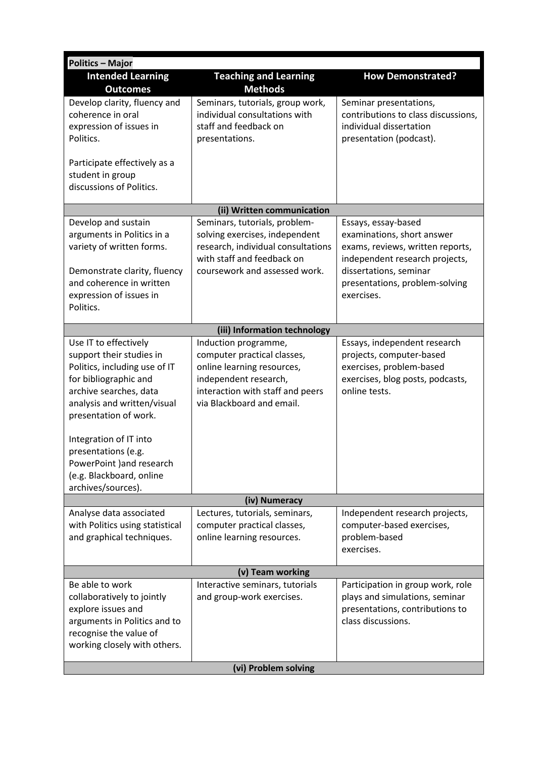| Politics – Major | | |
|---|---|---|
| **Intended Learning Outcomes** | **Teaching and Learning Methods** | **How Demonstrated?** |
| Develop clarity, fluency and coherence in oral expression of issues in Politics.<br><br>Participate effectively as a student in group discussions of Politics. | Seminars, tutorials, group work, individual consultations with staff and feedback on presentations. | Seminar presentations, contributions to class discussions, individual dissertation presentation (podcast). |
| **(ii) Written communication** | | |
| Develop and sustain arguments in Politics in a variety of written forms.<br><br>Demonstrate clarity, fluency and coherence in written expression of issues in Politics. | Seminars, tutorials, problem-solving exercises, independent research, individual consultations with staff and feedback on coursework and assessed work. | Essays, essay-based examinations, short answer exams, reviews, written reports, independent research projects, dissertations, seminar presentations, problem-solving exercises. |
| **(iii) Information technology** | | |
| Use IT to effectively support their studies in Politics, including use of IT for bibliographic and archive searches, data analysis and written/visual presentation of work.<br><br>Integration of IT into presentations (e.g. PowerPoint )and research (e.g. Blackboard, online archives/sources). | Induction programme, computer practical classes, online learning resources, independent research, interaction with staff and peers via Blackboard and email. | Essays, independent research projects, computer-based exercises, problem-based exercises, blog posts, podcasts, online tests. |
| **(iv) Numeracy** | | |
| Analyse data associated with Politics using statistical and graphical techniques. | Lectures, tutorials, seminars, computer practical classes, online learning resources. | Independent research projects, computer-based exercises, problem-based exercises. |
| **(v) Team working** | | |
| Be able to work collaboratively to jointly explore issues and arguments in Politics and to recognise the value of working closely with others. | Interactive seminars, tutorials and group-work exercises. | Participation in group work, role plays and simulations, seminar presentations, contributions to class discussions. |
| **(vi) Problem solving** | | |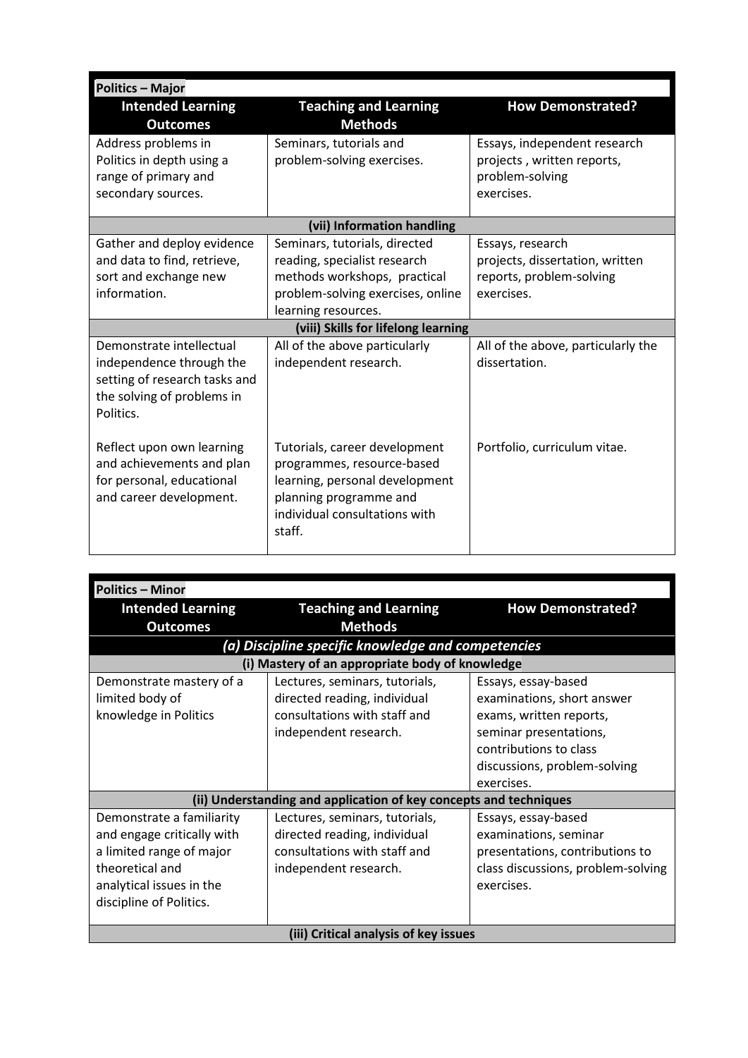| Politics – Major | | |
|---|---|---|
| **Intended Learning Outcomes** | **Teaching and Learning Methods** | **How Demonstrated?** |
| Address problems in Politics in depth using a range of primary and secondary sources. | Seminars, tutorials and problem-solving exercises. | Essays, independent research projects , written reports, problem-solving exercises. |
| **(vii) Information handling** | | |
| Gather and deploy evidence and data to find, retrieve, sort and exchange new information. | Seminars, tutorials, directed reading, specialist research methods workshops, practical problem-solving exercises, online learning resources. | Essays, research projects, dissertation, written reports, problem-solving exercises. |
| **(viii) Skills for lifelong learning** | | |
| Demonstrate intellectual independence through the setting of research tasks and the solving of problems in Politics. | All of the above particularly independent research. | All of the above, particularly the dissertation. |
| Reflect upon own learning and achievements and plan for personal, educational and career development. | Tutorials, career development programmes, resource-based learning, personal development planning programme and individual consultations with staff. | Portfolio, curriculum vitae. |

| Politics – Minor | | |
|---|---|---|
| **Intended Learning Outcomes** | **Teaching and Learning Methods** | **How Demonstrated?** |
| ***(a) Discipline specific knowledge and competencies*** | | |
| **(i) Mastery of an appropriate body of knowledge** | | |
| Demonstrate mastery of a limited body of knowledge in Politics | Lectures, seminars, tutorials, directed reading, individual consultations with staff and independent research. | Essays, essay-based examinations, short answer exams, written reports, seminar presentations, contributions to class discussions, problem-solving exercises. |
| **(ii) Understanding and application of key concepts and techniques** | | |
| Demonstrate a familiarity and engage critically with a limited range of major theoretical and analytical issues in the discipline of Politics. | Lectures, seminars, tutorials, directed reading, individual consultations with staff and independent research. | Essays, essay-based examinations, seminar presentations, contributions to class discussions, problem-solving exercises. |
| **(iii) Critical analysis of key issues** | | |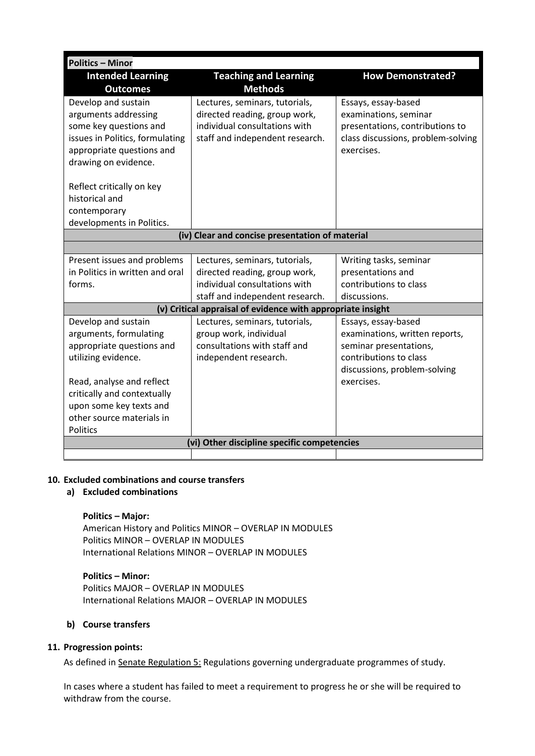| Politics – Minor | | |
|---|---|---|
| **Intended Learning Outcomes** | **Teaching and Learning Methods** | **How Demonstrated?** |
| Develop and sustain arguments addressing some key questions and issues in Politics, formulating appropriate questions and drawing on evidence.<br><br>Reflect critically on key historical and contemporary developments in Politics. | Lectures, seminars, tutorials, directed reading, group work, individual consultations with staff and independent research. | Essays, essay-based examinations, seminar presentations, contributions to class discussions, problem-solving exercises. |
| **(iv) Clear and concise presentation of material** | | |
| | | |
| Present issues and problems in Politics in written and oral forms. | Lectures, seminars, tutorials, directed reading, group work, individual consultations with staff and independent research. | Writing tasks, seminar presentations and contributions to class discussions. |
| **(v) Critical appraisal of evidence with appropriate insight** | | |
| Develop and sustain arguments, formulating appropriate questions and utilizing evidence.<br><br>Read, analyse and reflect critically and contextually upon some key texts and other source materials in Politics | Lectures, seminars, tutorials, group work, individual consultations with staff and independent research. | Essays, essay-based examinations, written reports, seminar presentations, contributions to class discussions, problem-solving exercises. |
| **(vi) Other discipline specific competencies** | | |
| | | |

**10. Excluded combinations and course transfers**

**a) Excluded combinations**

**Politics – Major:**
American History and Politics MINOR – OVERLAP IN MODULES
Politics MINOR – OVERLAP IN MODULES
International Relations MINOR – OVERLAP IN MODULES

**Politics – Minor:**
Politics MAJOR – OVERLAP IN MODULES
International Relations MAJOR – OVERLAP IN MODULES

**b) Course transfers**

**11. Progression points:**

As defined in Senate Regulation 5: Regulations governing undergraduate programmes of study.

In cases where a student has failed to meet a requirement to progress he or she will be required to withdraw from the course.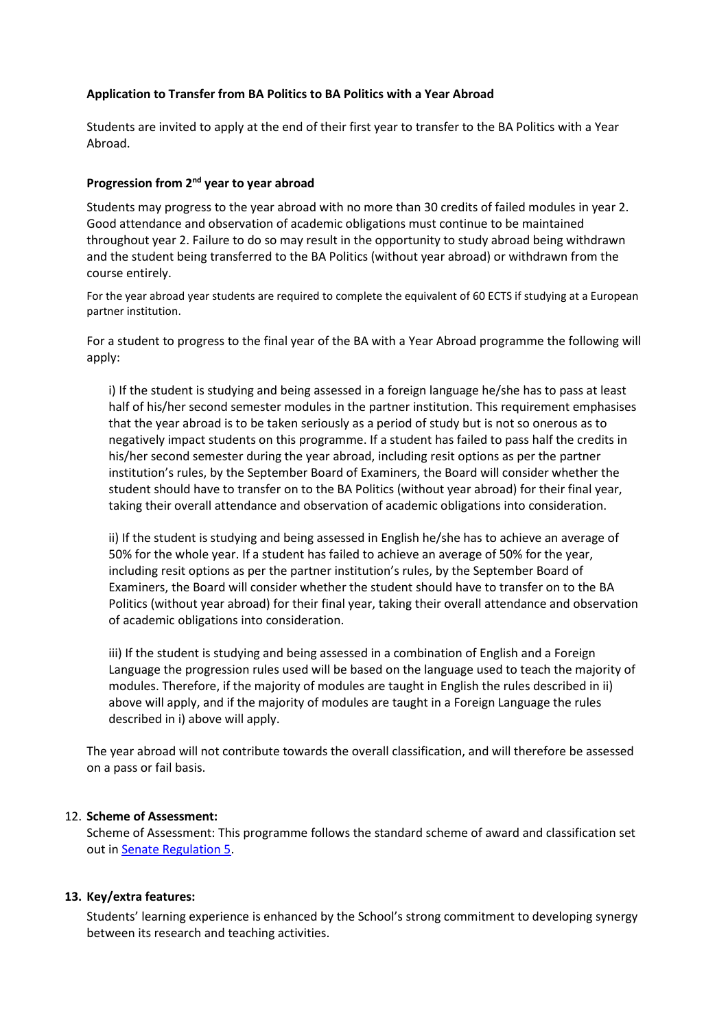**Application to Transfer from BA Politics to BA Politics with a Year Abroad**

Students are invited to apply at the end of their first year to transfer to the BA Politics with a Year Abroad.

**Progression from 2nd year to year abroad**

Students may progress to the year abroad with no more than 30 credits of failed modules in year 2. Good attendance and observation of academic obligations must continue to be maintained throughout year 2. Failure to do so may result in the opportunity to study abroad being withdrawn and the student being transferred to the BA Politics (without year abroad) or withdrawn from the course entirely.

For the year abroad year students are required to complete the equivalent of 60 ECTS if studying at a European partner institution.

For a student to progress to the final year of the BA with a Year Abroad programme the following will apply:

i) If the student is studying and being assessed in a foreign language he/she has to pass at least half of his/her second semester modules in the partner institution. This requirement emphasises that the year abroad is to be taken seriously as a period of study but is not so onerous as to negatively impact students on this programme. If a student has failed to pass half the credits in his/her second semester during the year abroad, including resit options as per the partner institution's rules, by the September Board of Examiners, the Board will consider whether the student should have to transfer on to the BA Politics (without year abroad) for their final year, taking their overall attendance and observation of academic obligations into consideration.

ii) If the student is studying and being assessed in English he/she has to achieve an average of 50% for the whole year. If a student has failed to achieve an average of 50% for the year, including resit options as per the partner institution's rules, by the September Board of Examiners, the Board will consider whether the student should have to transfer on to the BA Politics (without year abroad) for their final year, taking their overall attendance and observation of academic obligations into consideration.

iii) If the student is studying and being assessed in a combination of English and a Foreign Language the progression rules used will be based on the language used to teach the majority of modules. Therefore, if the majority of modules are taught in English the rules described in ii) above will apply, and if the majority of modules are taught in a Foreign Language the rules described in i) above will apply.

The year abroad will not contribute towards the overall classification, and will therefore be assessed on a pass or fail basis.

12. **Scheme of Assessment:**
    Scheme of Assessment: This programme follows the standard scheme of award and classification set out in Senate Regulation 5.

13. **Key/extra features:**
    Students' learning experience is enhanced by the School's strong commitment to developing synergy between its research and teaching activities.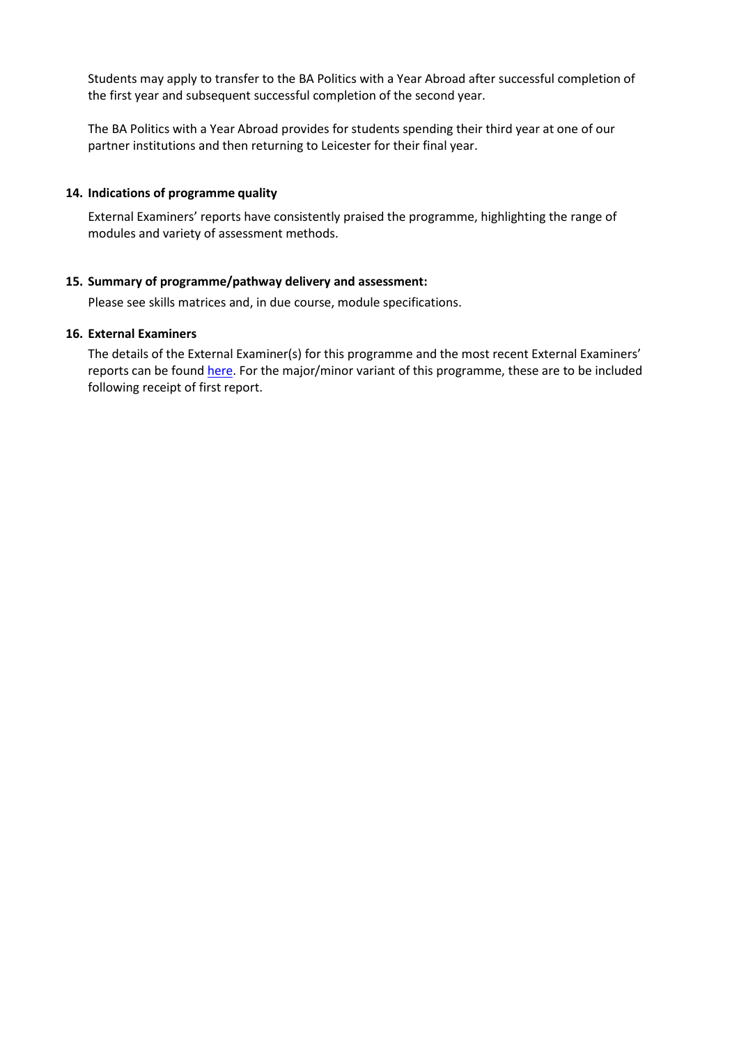Students may apply to transfer to the BA Politics with a Year Abroad after successful completion of the first year and subsequent successful completion of the second year.

The BA Politics with a Year Abroad provides for students spending their third year at one of our partner institutions and then returning to Leicester for their final year.

#### 14. Indications of programme quality

External Examiners' reports have consistently praised the programme, highlighting the range of modules and variety of assessment methods.

#### 15. Summary of programme/pathway delivery and assessment:

Please see skills matrices and, in due course, module specifications.

#### 16. External Examiners

The details of the External Examiner(s) for this programme and the most recent External Examiners' reports can be found here. For the major/minor variant of this programme, these are to be included following receipt of first report.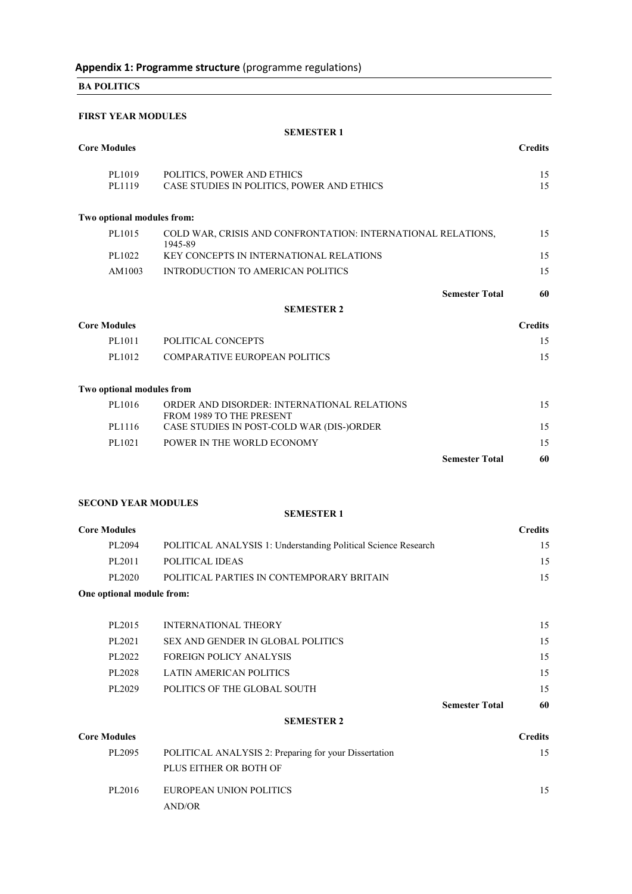## Appendix 1: Programme structure (programme regulations)

**BA POLITICS**

### FIRST YEAR MODULES

**SEMESTER 1**

| Core Modules | | Credits |
|---|---|---|
| PL1019 | POLITICS, POWER AND ETHICS | 15 |
| PL1119 | CASE STUDIES IN POLITICS, POWER AND ETHICS | 15 |

**Two optional modules from:**

| | | |
|---|---|---|
| PL1015 | COLD WAR, CRISIS AND CONFRONTATION: INTERNATIONAL RELATIONS, 1945-89 | 15 |
| PL1022 | KEY CONCEPTS IN INTERNATIONAL RELATIONS | 15 |
| AM1003 | INTRODUCTION TO AMERICAN POLITICS | 15 |
| | **Semester Total** | **60** |

**SEMESTER 2**

| Core Modules | | Credits |
|---|---|---|
| PL1011 | POLITICAL CONCEPTS | 15 |
| PL1012 | COMPARATIVE EUROPEAN POLITICS | 15 |

**Two optional modules from**

| | | |
|---|---|---|
| PL1016 | ORDER AND DISORDER: INTERNATIONAL RELATIONS FROM 1989 TO THE PRESENT | 15 |
| PL1116 | CASE STUDIES IN POST-COLD WAR (DIS-)ORDER | 15 |
| PL1021 | POWER IN THE WORLD ECONOMY | 15 |
| | **Semester Total** | **60** |

### SECOND YEAR MODULES

**SEMESTER 1**

| Core Modules | | Credits |
|---|---|---|
| PL2094 | POLITICAL ANALYSIS 1: Understanding Political Science Research | 15 |
| PL2011 | POLITICAL IDEAS | 15 |
| PL2020 | POLITICAL PARTIES IN CONTEMPORARY BRITAIN | 15 |

**One optional module from:**

| | | |
|---|---|---|
| PL2015 | INTERNATIONAL THEORY | 15 |
| PL2021 | SEX AND GENDER IN GLOBAL POLITICS | 15 |
| PL2022 | FOREIGN POLICY ANALYSIS | 15 |
| PL2028 | LATIN AMERICAN POLITICS | 15 |
| PL2029 | POLITICS OF THE GLOBAL SOUTH | 15 |
| | **Semester Total** | **60** |

**SEMESTER 2**

| Core Modules | | Credits |
|---|---|---|
| PL2095 | POLITICAL ANALYSIS 2: Preparing for your Dissertation | 15 |
| | PLUS EITHER OR BOTH OF | |
| PL2016 | EUROPEAN UNION POLITICS | 15 |
| | AND/OR | |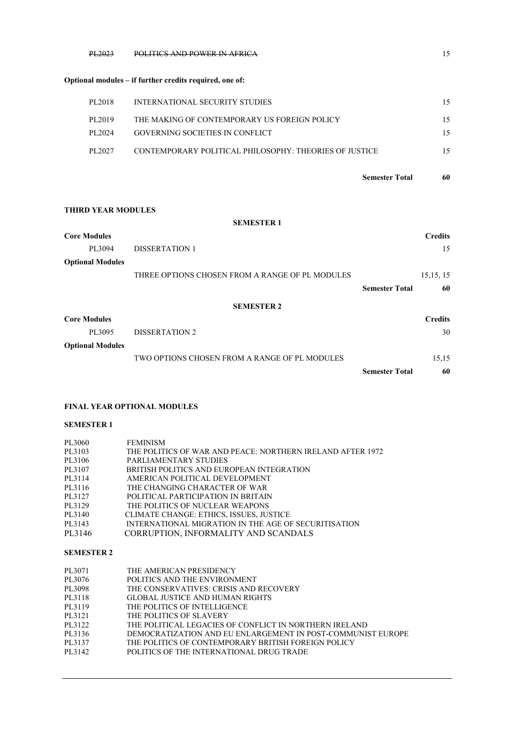| | | |
|---|---|---|
| ~~PL2023~~ | ~~POLITICS AND POWER IN AFRICA~~ | 15 |

**Optional modules – if further credits required, one of:**

| | | |
|---|---|---|
| PL2018 | INTERNATIONAL SECURITY STUDIES | 15 |
| PL2019 | THE MAKING OF CONTEMPORARY US FOREIGN POLICY | 15 |
| PL2024 | GOVERNING SOCIETIES IN CONFLICT | 15 |
| PL2027 | CONTEMPORARY POLITICAL PHILOSOPHY: THEORIES OF JUSTICE | 15 |
| | **Semester Total** | **60** |

**THIRD YEAR MODULES**

**SEMESTER 1**

| **Core Modules** | | **Credits** |
|---|---|---|
| PL3094 | DISSERTATION 1 | 15 |
| **Optional Modules** | | |
| | THREE OPTIONS CHOSEN FROM A RANGE OF PL MODULES | 15,15, 15 |
| | **Semester Total** | **60** |

**SEMESTER 2**

| **Core Modules** | | **Credits** |
|---|---|---|
| PL3095 | DISSERTATION 2 | 30 |
| **Optional Modules** | | |
| | TWO OPTIONS CHOSEN FROM A RANGE OF PL MODULES | 15,15 |
| | **Semester Total** | **60** |

**FINAL YEAR OPTIONAL MODULES**

**SEMESTER 1**

| | |
|---|---|
| PL3060 | FEMINISM |
| PL3103 | THE POLITICS OF WAR AND PEACE: NORTHERN IRELAND AFTER 1972 |
| PL3106 | PARLIAMENTARY STUDIES |
| PL3107 | BRITISH POLITICS AND EUROPEAN INTEGRATION |
| PL3114 | AMERICAN POLITICAL DEVELOPMENT |
| PL3116 | THE CHANGING CHARACTER OF WAR |
| PL3127 | POLITICAL PARTICIPATION IN BRITAIN |
| PL3129 | THE POLITICS OF NUCLEAR WEAPONS |
| PL3140 | CLIMATE CHANGE: ETHICS, ISSUES, JUSTICE |
| PL3143 | INTERNATIONAL MIGRATION IN THE AGE OF SECURITISATION |
| PL3146 | CORRUPTION, INFORMALITY AND SCANDALS |

**SEMESTER 2**

| | |
|---|---|
| PL3071 | THE AMERICAN PRESIDENCY |
| PL3076 | POLITICS AND THE ENVIRONMENT |
| PL3098 | THE CONSERVATIVES: CRISIS AND RECOVERY |
| PL3118 | GLOBAL JUSTICE AND HUMAN RIGHTS |
| PL3119 | THE POLITICS OF INTELLIGENCE |
| PL3121 | THE POLITICS OF SLAVERY |
| PL3122 | THE POLITICAL LEGACIES OF CONFLICT IN NORTHERN IRELAND |
| PL3136 | DEMOCRATIZATION AND EU ENLARGEMENT IN POST-COMMUNIST EUROPE |
| PL3137 | THE POLITICS OF CONTEMPORARY BRITISH FOREIGN POLICY |
| PL3142 | POLITICS OF THE INTERNATIONAL DRUG TRADE |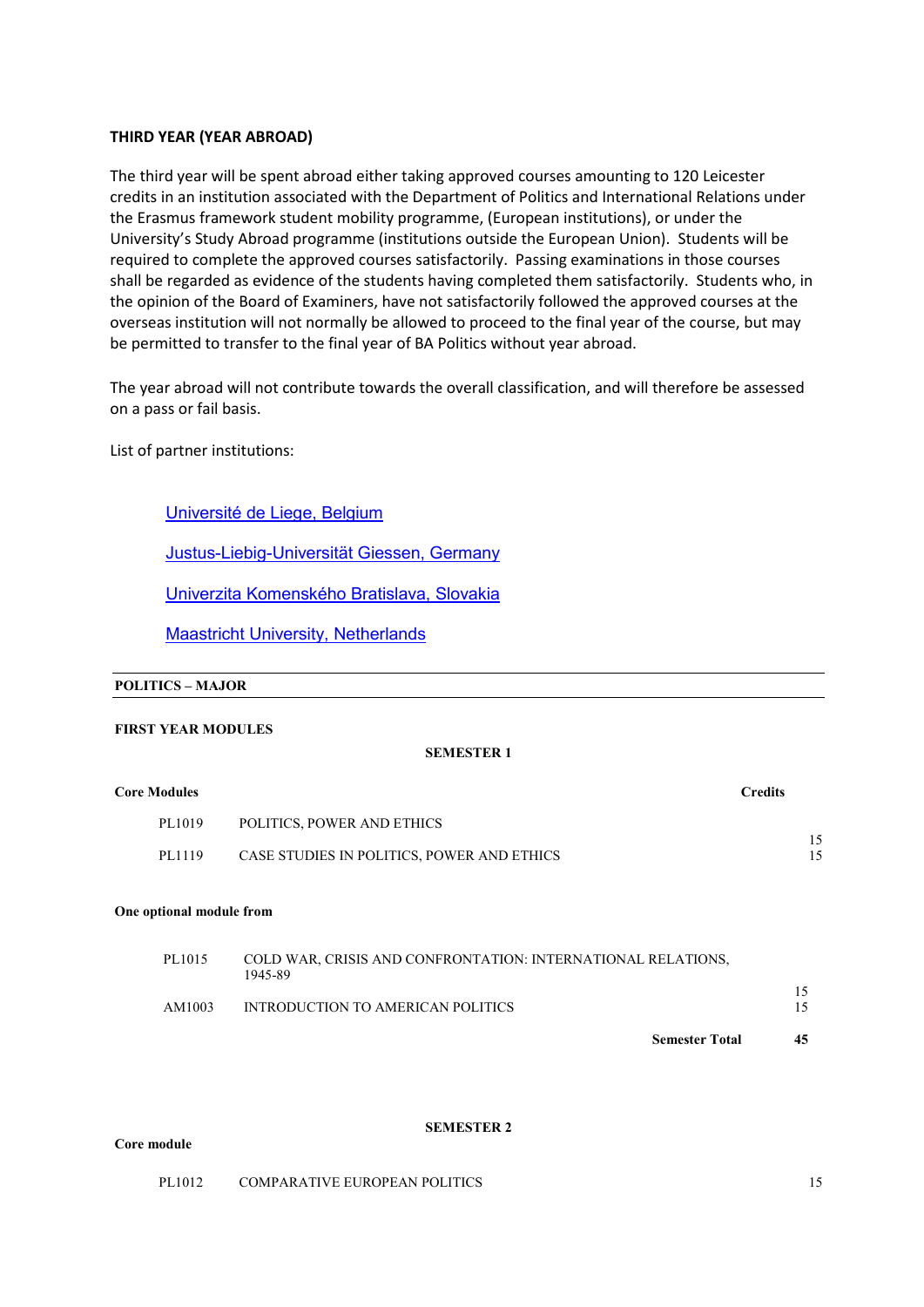### THIRD YEAR (YEAR ABROAD)

The third year will be spent abroad either taking approved courses amounting to 120 Leicester credits in an institution associated with the Department of Politics and International Relations under the Erasmus framework student mobility programme, (European institutions), or under the University's Study Abroad programme (institutions outside the European Union). Students will be required to complete the approved courses satisfactorily. Passing examinations in those courses shall be regarded as evidence of the students having completed them satisfactorily. Students who, in the opinion of the Board of Examiners, have not satisfactorily followed the approved courses at the overseas institution will not normally be allowed to proceed to the final year of the course, but may be permitted to transfer to the final year of BA Politics without year abroad.

The year abroad will not contribute towards the overall classification, and will therefore be assessed on a pass or fail basis.

List of partner institutions:

- Université de Liege, Belgium
- Justus-Liebig-Universität Giessen, Germany
- Univerzita Komenského Bratislava, Slovakia
- Maastricht University, Netherlands

---

**POLITICS – MAJOR**

---

**FIRST YEAR MODULES**

**SEMESTER 1**

**Core Modules**

| | | Credits |
|---|---|---|
| PL1019 | POLITICS, POWER AND ETHICS | 15 |
| PL1119 | CASE STUDIES IN POLITICS, POWER AND ETHICS | 15 |

**One optional module from**

| | | Credits |
|---|---|---|
| PL1015 | COLD WAR, CRISIS AND CONFRONTATION: INTERNATIONAL RELATIONS, 1945-89 | 15 |
| AM1003 | INTRODUCTION TO AMERICAN POLITICS | 15 |
| | **Semester Total** | **45** |

**SEMESTER 2**

**Core module**

| | | Credits |
|---|---|---|
| PL1012 | COMPARATIVE EUROPEAN POLITICS | 15 |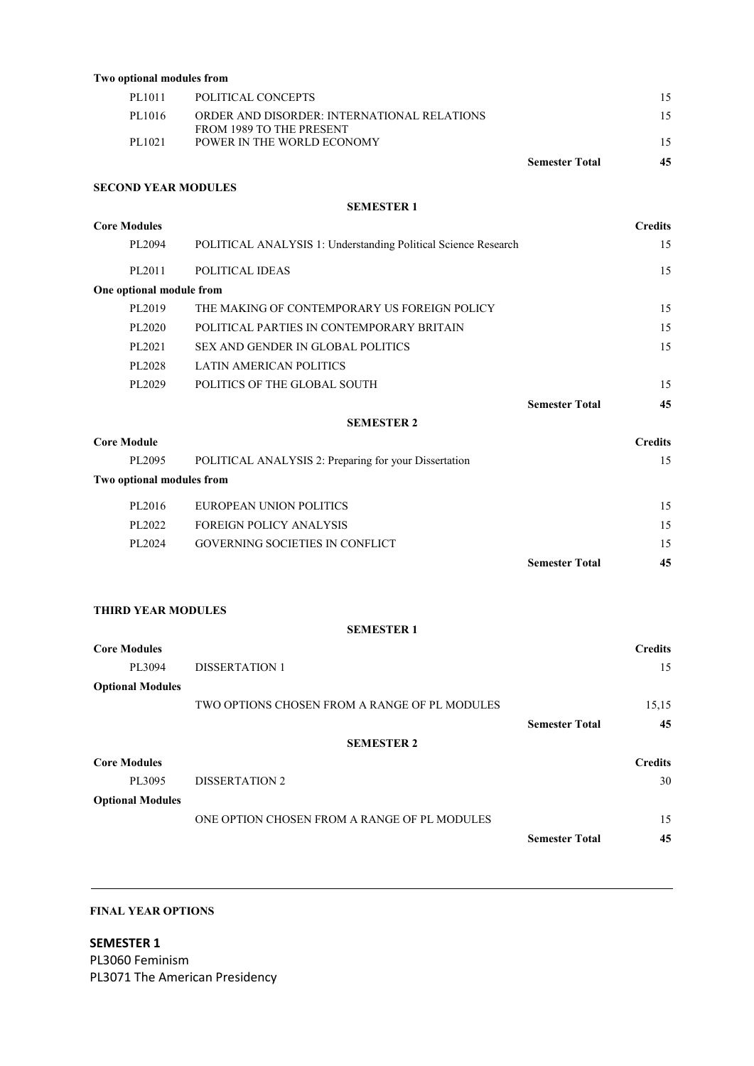**Two optional modules from**

| | | | |
|---|---|---|---|
| PL1011 | POLITICAL CONCEPTS | | 15 |
| PL1016 | ORDER AND DISORDER: INTERNATIONAL RELATIONS FROM 1989 TO THE PRESENT | | 15 |
| PL1021 | POWER IN THE WORLD ECONOMY | | 15 |
| | | **Semester Total** | **45** |

**SECOND YEAR MODULES**

**SEMESTER 1**

| **Core Modules** | | | **Credits** |
|---|---|---|---|
| PL2094 | POLITICAL ANALYSIS 1: Understanding Political Science Research | | 15 |
| PL2011 | POLITICAL IDEAS | | 15 |
| **One optional module from** | | | |
| PL2019 | THE MAKING OF CONTEMPORARY US FOREIGN POLICY | | 15 |
| PL2020 | POLITICAL PARTIES IN CONTEMPORARY BRITAIN | | 15 |
| PL2021 | SEX AND GENDER IN GLOBAL POLITICS | | 15 |
| PL2028 | LATIN AMERICAN POLITICS | | |
| PL2029 | POLITICS OF THE GLOBAL SOUTH | | 15 |
| | | **Semester Total** | **45** |

**SEMESTER 2**

| **Core Module** | | | **Credits** |
|---|---|---|---|
| PL2095 | POLITICAL ANALYSIS 2: Preparing for your Dissertation | | 15 |
| **Two optional modules from** | | | |
| PL2016 | EUROPEAN UNION POLITICS | | 15 |
| PL2022 | FOREIGN POLICY ANALYSIS | | 15 |
| PL2024 | GOVERNING SOCIETIES IN CONFLICT | | 15 |
| | | **Semester Total** | **45** |

**THIRD YEAR MODULES**

**SEMESTER 1**

| **Core Modules** | | | **Credits** |
|---|---|---|---|
| PL3094 | DISSERTATION 1 | | 15 |
| **Optional Modules** | | | |
| | TWO OPTIONS CHOSEN FROM A RANGE OF PL MODULES | | 15,15 |
| | | **Semester Total** | **45** |

**SEMESTER 2**

| **Core Modules** | | | **Credits** |
|---|---|---|---|
| PL3095 | DISSERTATION 2 | | 30 |
| **Optional Modules** | | | |
| | ONE OPTION CHOSEN FROM A RANGE OF PL MODULES | | 15 |
| | | **Semester Total** | **45** |

---

**FINAL YEAR OPTIONS**

**SEMESTER 1**

PL3060 Feminism
PL3071 The American Presidency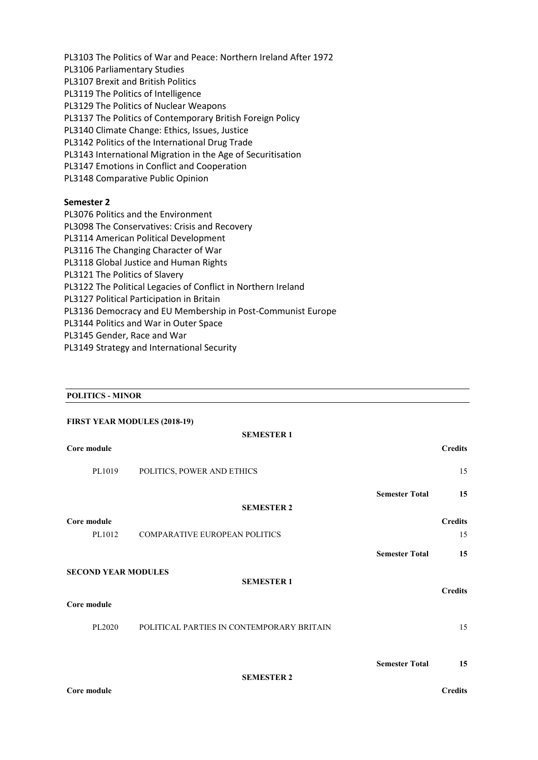PL3103 The Politics of War and Peace: Northern Ireland After 1972
PL3106 Parliamentary Studies
PL3107 Brexit and British Politics
PL3119 The Politics of Intelligence
PL3129 The Politics of Nuclear Weapons
PL3137 The Politics of Contemporary British Foreign Policy
PL3140 Climate Change: Ethics, Issues, Justice
PL3142 Politics of the International Drug Trade
PL3143 International Migration in the Age of Securitisation
PL3147 Emotions in Conflict and Cooperation
PL3148 Comparative Public Opinion

**Semester 2**

PL3076 Politics and the Environment
PL3098 The Conservatives: Crisis and Recovery
PL3114 American Political Development
PL3116 The Changing Character of War
PL3118 Global Justice and Human Rights
PL3121 The Politics of Slavery
PL3122 The Political Legacies of Conflict in Northern Ireland
PL3127 Political Participation in Britain
PL3136 Democracy and EU Membership in Post-Communist Europe
PL3144 Politics and War in Outer Space
PL3145 Gender, Race and War
PL3149 Strategy and International Security

## POLITICS - MINOR

### FIRST YEAR MODULES (2018-19)

**SEMESTER 1**

| Core module | | | Credits |
|---|---|---|---|
| PL1019 | POLITICS, POWER AND ETHICS | | 15 |
| | | **Semester Total** | **15** |

**SEMESTER 2**

| Core module | | | Credits |
|---|---|---|---|
| PL1012 | COMPARATIVE EUROPEAN POLITICS | | 15 |
| | | **Semester Total** | **15** |

### SECOND YEAR MODULES

**SEMESTER 1**

| Core module | | | Credits |
|---|---|---|---|
| PL2020 | POLITICAL PARTIES IN CONTEMPORARY BRITAIN | | 15 |
| | | **Semester Total** | **15** |

**SEMESTER 2**

| Core module | | | Credits |
|---|---|---|---|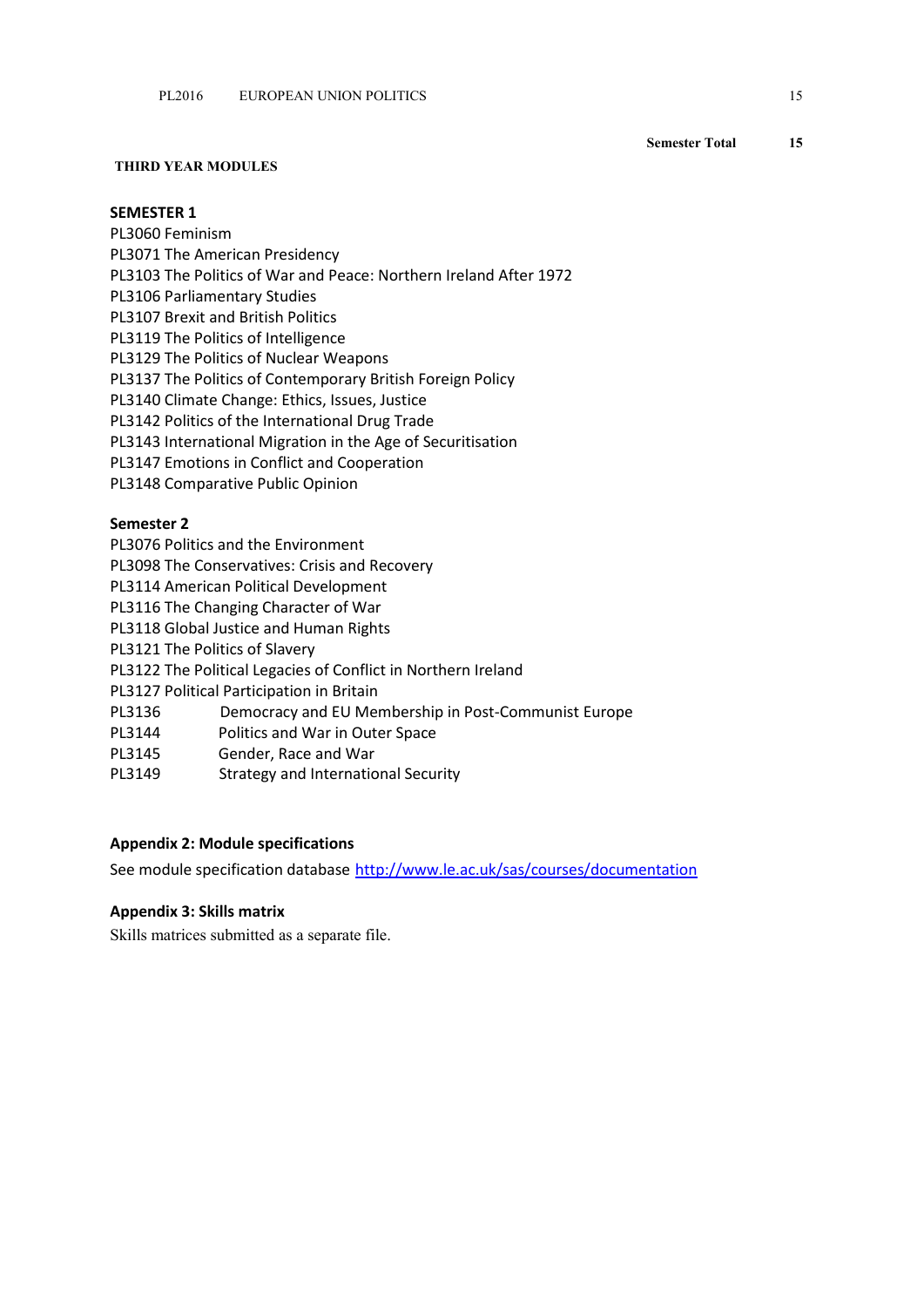| | | |
|---|---|---|
| PL2016 | EUROPEAN UNION POLITICS | 15 |
| | **Semester Total** | **15** |

**THIRD YEAR MODULES**

**SEMESTER 1**

PL3060 Feminism
PL3071 The American Presidency
PL3103 The Politics of War and Peace: Northern Ireland After 1972
PL3106 Parliamentary Studies
PL3107 Brexit and British Politics
PL3119 The Politics of Intelligence
PL3129 The Politics of Nuclear Weapons
PL3137 The Politics of Contemporary British Foreign Policy
PL3140 Climate Change: Ethics, Issues, Justice
PL3142 Politics of the International Drug Trade
PL3143 International Migration in the Age of Securitisation
PL3147 Emotions in Conflict and Cooperation
PL3148 Comparative Public Opinion

**Semester 2**

PL3076 Politics and the Environment
PL3098 The Conservatives: Crisis and Recovery
PL3114 American Political Development
PL3116 The Changing Character of War
PL3118 Global Justice and Human Rights
PL3121 The Politics of Slavery
PL3122 The Political Legacies of Conflict in Northern Ireland
PL3127 Political Participation in Britain
PL3136 Democracy and EU Membership in Post-Communist Europe
PL3144 Politics and War in Outer Space
PL3145 Gender, Race and War
PL3149 Strategy and International Security

**Appendix 2: Module specifications**

See module specification database http://www.le.ac.uk/sas/courses/documentation

**Appendix 3: Skills matrix**

Skills matrices submitted as a separate file.